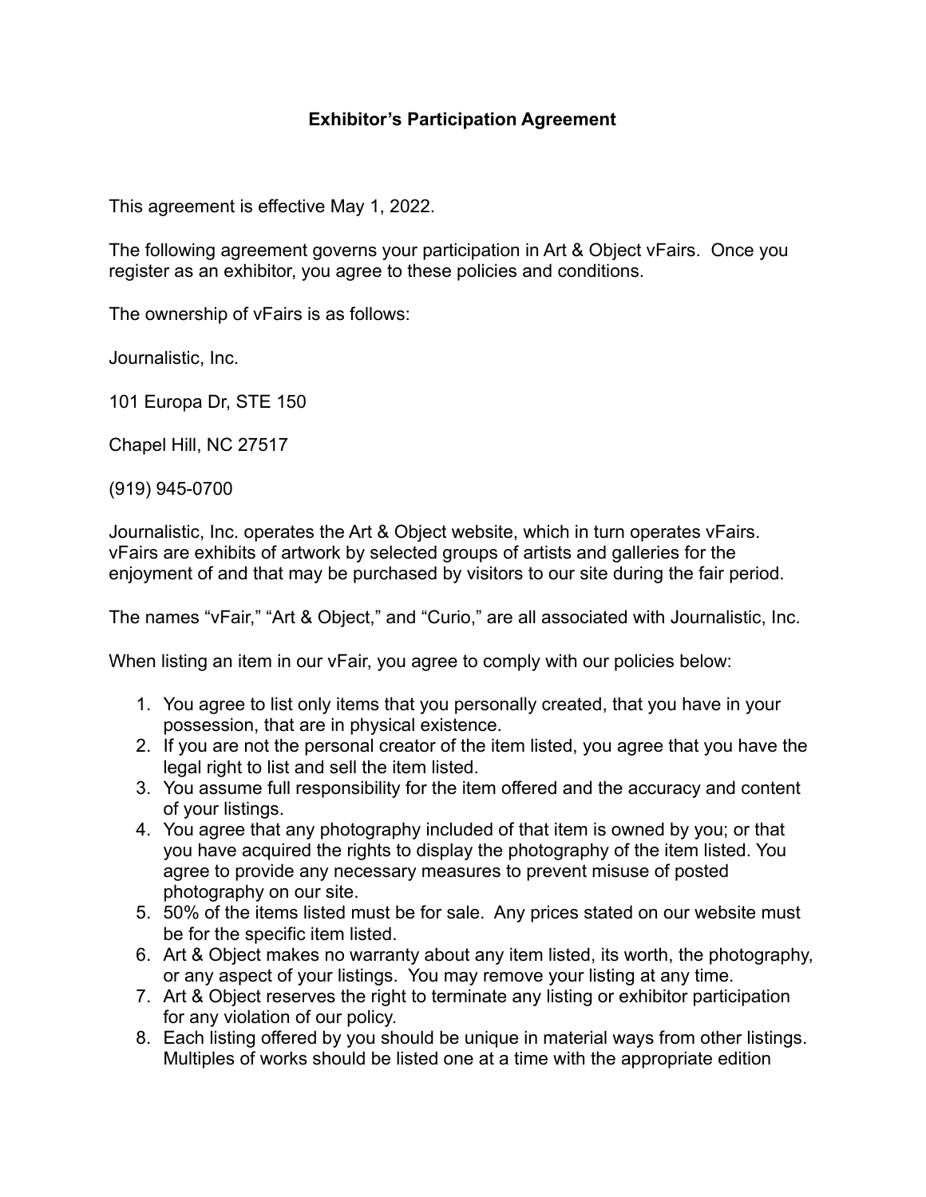# Exhibitor's Participation Agreement

This agreement is effective May 1, 2022.

The following agreement governs your participation in Art & Object vFairs. Once you register as an exhibitor, you agree to these policies and conditions.

The ownership of vFairs is as follows:

Journalistic, Inc.

101 Europa Dr, STE 150

Chapel Hill, NC 27517

(919) 945-0700

Journalistic, Inc. operates the Art & Object website, which in turn operates vFairs. vFairs are exhibits of artwork by selected groups of artists and galleries for the enjoyment of and that may be purchased by visitors to our site during the fair period.

The names "vFair," "Art & Object," and "Curio," are all associated with Journalistic, Inc.

When listing an item in our vFair, you agree to comply with our policies below:

1. You agree to list only items that you personally created, that you have in your possession, that are in physical existence.
2. If you are not the personal creator of the item listed, you agree that you have the legal right to list and sell the item listed.
3. You assume full responsibility for the item offered and the accuracy and content of your listings.
4. You agree that any photography included of that item is owned by you; or that you have acquired the rights to display the photography of the item listed. You agree to provide any necessary measures to prevent misuse of posted photography on our site.
5. 50% of the items listed must be for sale. Any prices stated on our website must be for the specific item listed.
6. Art & Object makes no warranty about any item listed, its worth, the photography, or any aspect of your listings. You may remove your listing at any time.
7. Art & Object reserves the right to terminate any listing or exhibitor participation for any violation of our policy.
8. Each listing offered by you should be unique in material ways from other listings. Multiples of works should be listed one at a time with the appropriate edition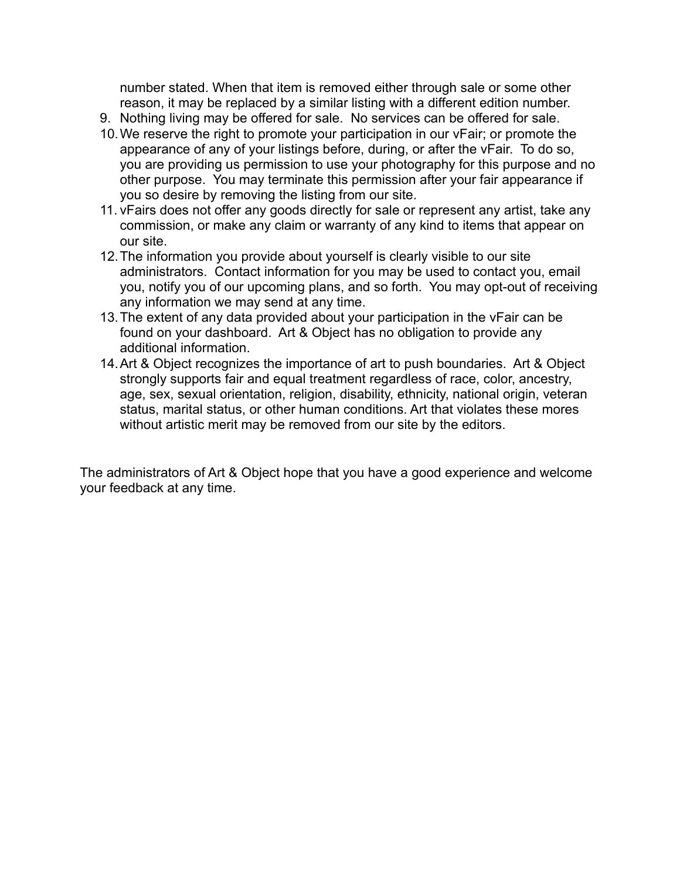number stated. When that item is removed either through sale or some other reason, it may be replaced by a similar listing with a different edition number.

9. Nothing living may be offered for sale.  No services can be offered for sale.
10. We reserve the right to promote your participation in our vFair; or promote the appearance of any of your listings before, during, or after the vFair.  To do so, you are providing us permission to use your photography for this purpose and no other purpose.  You may terminate this permission after your fair appearance if you so desire by removing the listing from our site.
11. vFairs does not offer any goods directly for sale or represent any artist, take any commission, or make any claim or warranty of any kind to items that appear on our site.
12. The information you provide about yourself is clearly visible to our site administrators.  Contact information for you may be used to contact you, email you, notify you of our upcoming plans, and so forth.  You may opt-out of receiving any information we may send at any time.
13. The extent of any data provided about your participation in the vFair can be found on your dashboard.  Art & Object has no obligation to provide any additional information.
14. Art & Object recognizes the importance of art to push boundaries.  Art & Object strongly supports fair and equal treatment regardless of race, color, ancestry, age, sex, sexual orientation, religion, disability, ethnicity, national origin, veteran status, marital status, or other human conditions. Art that violates these mores without artistic merit may be removed from our site by the editors.

The administrators of Art & Object hope that you have a good experience and welcome your feedback at any time.